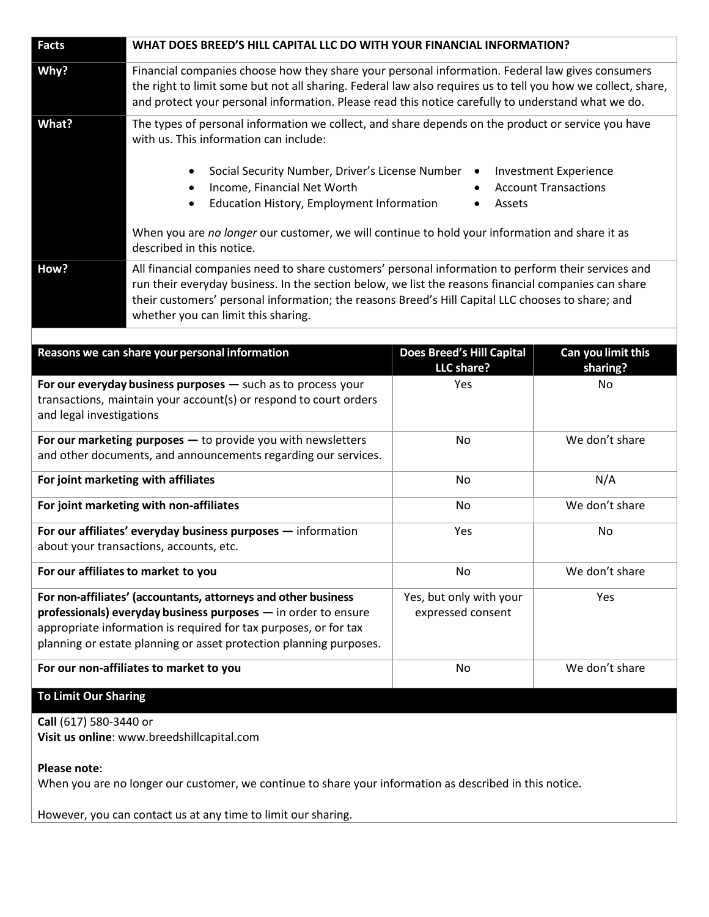| Facts | WHAT DOES BREED'S HILL CAPITAL LLC DO WITH YOUR FINANCIAL INFORMATION? |
|---|---|
| **Why?** | Financial companies choose how they share your personal information. Federal law gives consumers the right to limit some but not all sharing. Federal law also requires us to tell you how we collect, share, and protect your personal information. Please read this notice carefully to understand what we do. |
| **What?** | The types of personal information we collect, and share depends on the product or service you have with us. This information can include:<br><br>• Social Security Number, Driver's License Number<br>• Income, Financial Net Worth<br>• Education History, Employment Information<br>• Investment Experience<br>• Account Transactions<br>• Assets<br><br>When you are *no longer* our customer, we will continue to hold your information and share it as described in this notice. |
| **How?** | All financial companies need to share customers' personal information to perform their services and run their everyday business. In the section below, we list the reasons financial companies can share their customers' personal information; the reasons Breed's Hill Capital LLC chooses to share; and whether you can limit this sharing. |

| Reasons we can share your personal information | Does Breed's Hill Capital LLC share? | Can you limit this sharing? |
|---|---|---|
| **For our everyday business purposes —** such as to process your transactions, maintain your account(s) or respond to court orders and legal investigations | Yes | No |
| **For our marketing purposes —** to provide you with newsletters and other documents, and announcements regarding our services. | No | We don't share |
| **For joint marketing with affiliates** | No | N/A |
| **For joint marketing with non-affiliates** | No | We don't share |
| **For our affiliates' everyday business purposes —** information about your transactions, accounts, etc. | Yes | No |
| **For our affiliates to market to you** | No | We don't share |
| **For non-affiliates' (accountants, attorneys and other business professionals) everyday business purposes —** in order to ensure appropriate information is required for tax purposes, or for tax planning or estate planning or asset protection planning purposes. | Yes, but only with your expressed consent | Yes |
| **For our non-affiliates to market to you** | No | We don't share |

## To Limit Our Sharing

**Call** (617) 580-3440 or
**Visit us online**: www.breedshillcapital.com

**Please note**:
When you are no longer our customer, we continue to share your information as described in this notice.

However, you can contact us at any time to limit our sharing.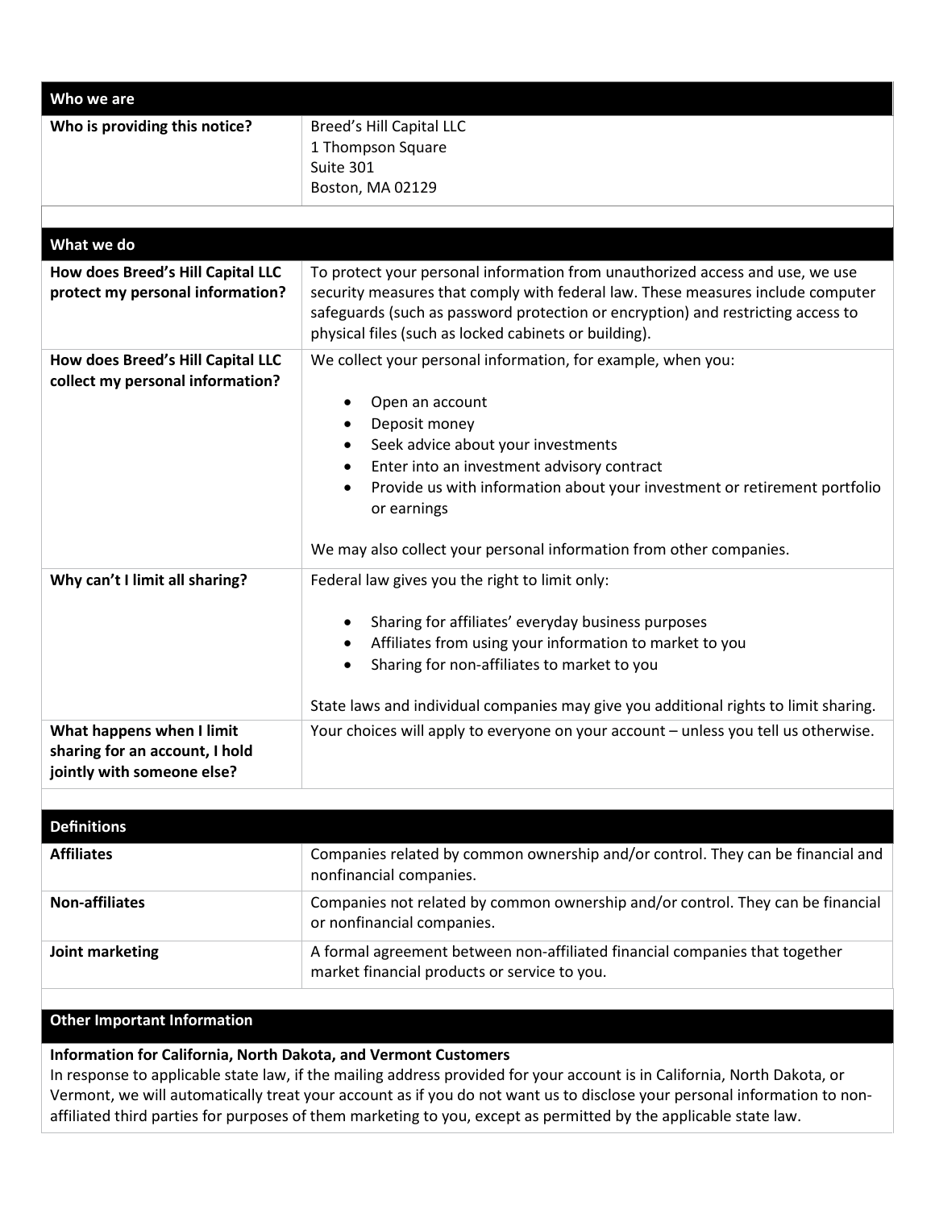| Who we are | |
|---|---|
| **Who is providing this notice?** | Breed's Hill Capital LLC<br>1 Thompson Square<br>Suite 301<br>Boston, MA 02129 |

| What we do | |
|---|---|
| **How does Breed's Hill Capital LLC protect my personal information?** | To protect your personal information from unauthorized access and use, we use security measures that comply with federal law. These measures include computer safeguards (such as password protection or encryption) and restricting access to physical files (such as locked cabinets or building). |
| **How does Breed's Hill Capital LLC collect my personal information?** | We collect your personal information, for example, when you:<br>• Open an account<br>• Deposit money<br>• Seek advice about your investments<br>• Enter into an investment advisory contract<br>• Provide us with information about your investment or retirement portfolio or earnings<br><br>We may also collect your personal information from other companies. |
| **Why can't I limit all sharing?** | Federal law gives you the right to limit only:<br>• Sharing for affiliates' everyday business purposes<br>• Affiliates from using your information to market to you<br>• Sharing for non-affiliates to market to you<br><br>State laws and individual companies may give you additional rights to limit sharing. |
| **What happens when I limit sharing for an account, I hold jointly with someone else?** | Your choices will apply to everyone on your account – unless you tell us otherwise. |

| Definitions | |
|---|---|
| **Affiliates** | Companies related by common ownership and/or control. They can be financial and nonfinancial companies. |
| **Non-affiliates** | Companies not related by common ownership and/or control. They can be financial or nonfinancial companies. |
| **Joint marketing** | A formal agreement between non-affiliated financial companies that together market financial products or service to you. |

## Other Important Information

**Information for California, North Dakota, and Vermont Customers**

In response to applicable state law, if the mailing address provided for your account is in California, North Dakota, or Vermont, we will automatically treat your account as if you do not want us to disclose your personal information to non-affiliated third parties for purposes of them marketing to you, except as permitted by the applicable state law.